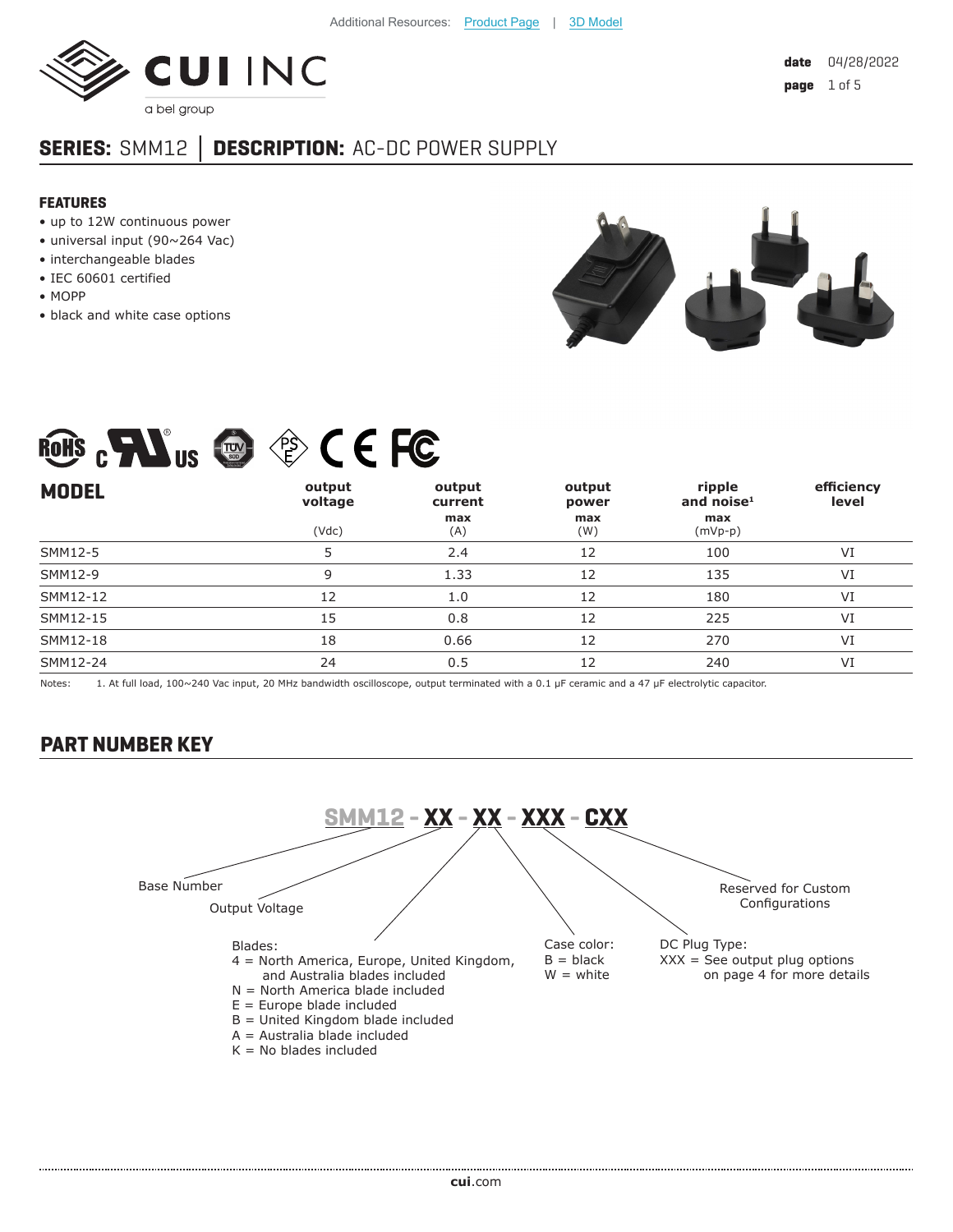Additional Resources: Product Page | 3D Model

date 04/28/2022

# SERIES: SMM12 │ DESCRIPTION: AC-DC POWER SUPPLY

## FEATURES

- up to 12W continuous power
- universal input (90~264 Vac)
- interchangeable blades
- IEC 60601 certified
- MOPP
- black and white case options

| MODEL | output voltage (Vdc) | output current max (A) | output power max (W) | ripple and noise[1] max (mVp-p) | efficiency level |
|---|---|---|---|---|---|
| SMM12-5 | 5 | 2.4 | 12 | 100 | VI |
| SMM12-9 | 9 | 1.33 | 12 | 135 | VI |
| SMM12-12 | 12 | 1.0 | 12 | 180 | VI |
| SMM12-15 | 15 | 0.8 | 12 | 225 | VI |
| SMM12-18 | 18 | 0.66 | 12 | 270 | VI |
| SMM12-24 | 24 | 0.5 | 12 | 240 | VI |

Notes: 1. At full load, 100~240 Vac input, 20 MHz bandwidth oscilloscope, output terminated with a 0.1 μF ceramic and a 47 μF electrolytic capacitor.

## PART NUMBER KEY

**SMM12 - XX - XX - XXX - CXX**

- Base Number: SMM12
- Output Voltage: XX
- Blades: XX
  - 4 = North America, Europe, United Kingdom, and Australia blades included
  - N = North America blade included
  - E = Europe blade included
  - B = United Kingdom blade included
  - A = Australia blade included
  - K = No blades included
- Case color:
  - B = black
  - W = white
- DC Plug Type:
  - XXX = See output plug options on page 4 for more details
- CXX: Reserved for Custom Configurations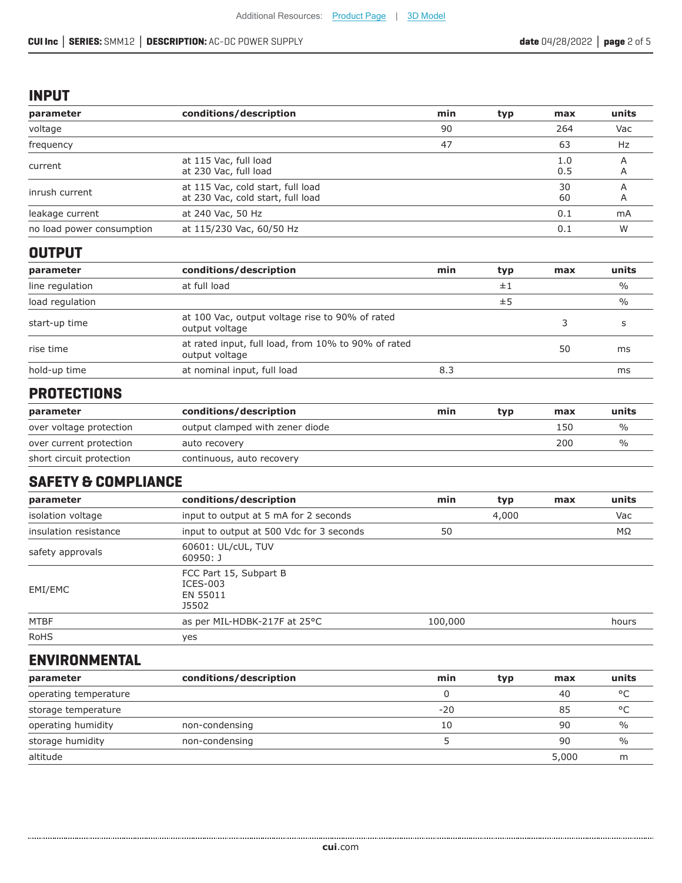## INPUT

| parameter | conditions/description | min | typ | max | units |
|---|---|---|---|---|---|
| voltage | | 90 | | 264 | Vac |
| frequency | | 47 | | 63 | Hz |
| current | at 115 Vac, full load<br>at 230 Vac, full load | | | 1.0<br>0.5 | A<br>A |
| inrush current | at 115 Vac, cold start, full load<br>at 230 Vac, cold start, full load | | | 30<br>60 | A<br>A |
| leakage current | at 240 Vac, 50 Hz | | | 0.1 | mA |
| no load power consumption | at 115/230 Vac, 60/50 Hz | | | 0.1 | W |

## OUTPUT

| parameter | conditions/description | min | typ | max | units |
|---|---|---|---|---|---|
| line regulation | at full load | | ±1 | | % |
| load regulation | | | ±5 | | % |
| start-up time | at 100 Vac, output voltage rise to 90% of rated output voltage | | | 3 | s |
| rise time | at rated input, full load, from 10% to 90% of rated output voltage | | | 50 | ms |
| hold-up time | at nominal input, full load | 8.3 | | | ms |

## PROTECTIONS

| parameter | conditions/description | min | typ | max | units |
|---|---|---|---|---|---|
| over voltage protection | output clamped with zener diode | | | 150 | % |
| over current protection | auto recovery | | | 200 | % |
| short circuit protection | continuous, auto recovery | | | | |

## SAFETY & COMPLIANCE

| parameter | conditions/description | min | typ | max | units |
|---|---|---|---|---|---|
| isolation voltage | input to output at 5 mA for 2 seconds | | 4,000 | | Vac |
| insulation resistance | input to output at 500 Vdc for 3 seconds | 50 | | | MΩ |
| safety approvals | 60601: UL/cUL, TUV<br>60950: J | | | | |
| EMI/EMC | FCC Part 15, Subpart B<br>ICES-003<br>EN 55011<br>J5502 | | | | |
| MTBF | as per MIL-HDBK-217F at 25°C | 100,000 | | | hours |
| RoHS | yes | | | | |

## ENVIRONMENTAL

| parameter | conditions/description | min | typ | max | units |
|---|---|---|---|---|---|
| operating temperature | | 0 | | 40 | °C |
| storage temperature | | -20 | | 85 | °C |
| operating humidity | non-condensing | 10 | | 90 | % |
| storage humidity | non-condensing | 5 | | 90 | % |
| altitude | | | | 5,000 | m |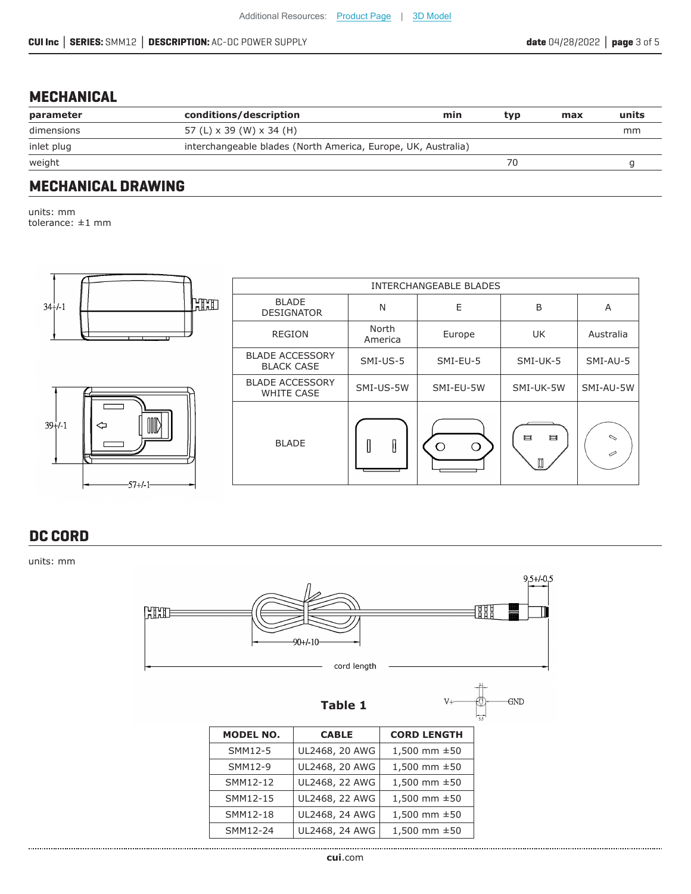## MECHANICAL

| parameter | conditions/description | min | typ | max | units |
|---|---|---|---|---|---|
| dimensions | 57 (L) x 39 (W) x 34 (H) | | | | mm |
| inlet plug | interchangeable blades (North America, Europe, UK, Australia) | | | | |
| weight | | | 70 | | g |

## MECHANICAL DRAWING

units: mm
tolerance: ±1 mm

| INTERCHANGEABLE BLADES | | | | |
|---|---|---|---|---|
| BLADE DESIGNATOR | N | E | B | A |
| REGION | North America | Europe | UK | Australia |
| BLADE ACCESSORY BLACK CASE | SMI-US-5 | SMI-EU-5 | SMI-UK-5 | SMI-AU-5 |
| BLADE ACCESSORY WHITE CASE | SMI-US-5W | SMI-EU-5W | SMI-UK-5W | SMI-AU-5W |
| BLADE | | | | |

## DC CORD

units: mm

**Table 1**

| MODEL NO. | CABLE | CORD LENGTH |
|---|---|---|
| SMM12-5 | UL2468, 20 AWG | 1,500 mm ±50 |
| SMM12-9 | UL2468, 20 AWG | 1,500 mm ±50 |
| SMM12-12 | UL2468, 22 AWG | 1,500 mm ±50 |
| SMM12-15 | UL2468, 22 AWG | 1,500 mm ±50 |
| SMM12-18 | UL2468, 24 AWG | 1,500 mm ±50 |
| SMM12-24 | UL2468, 24 AWG | 1,500 mm ±50 |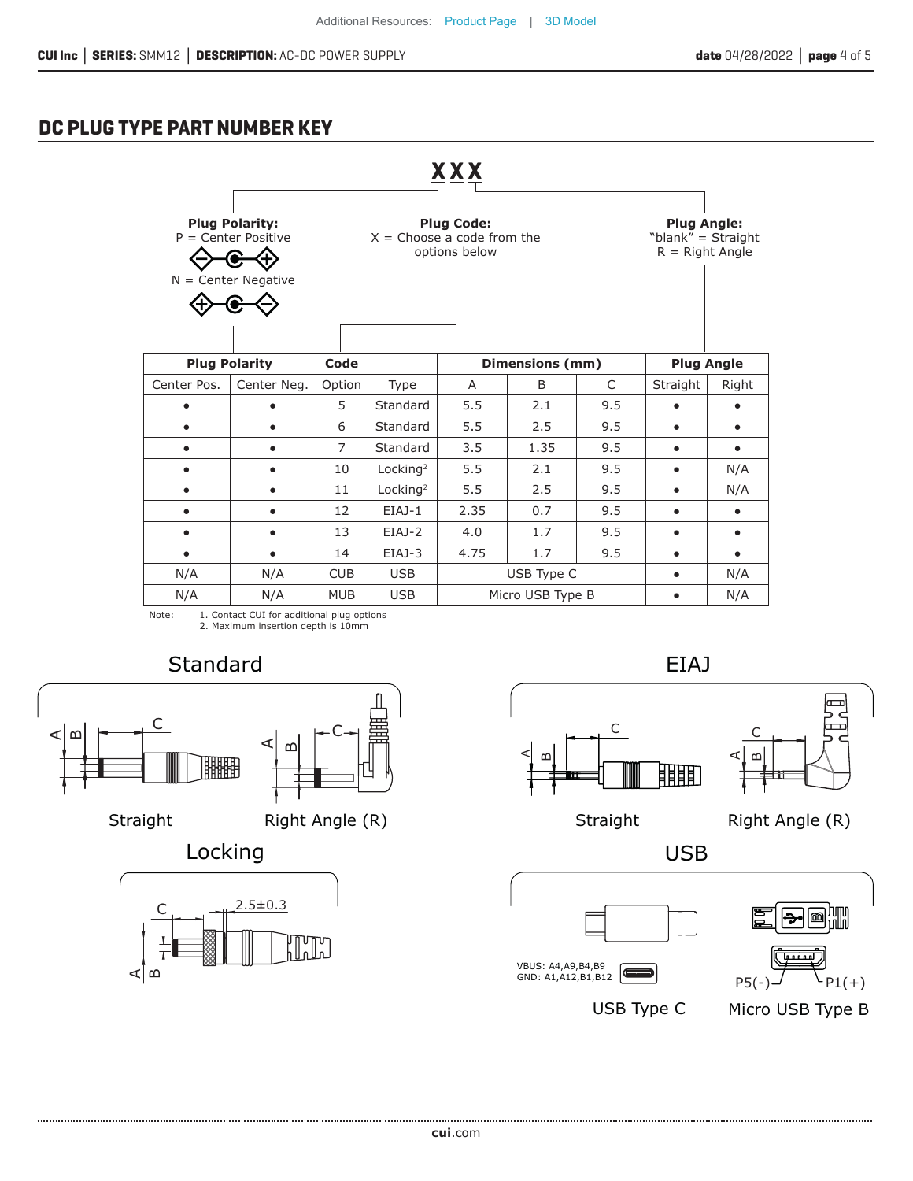Additional Resources: Product Page | 3D Model

## DC PLUG TYPE PART NUMBER KEY

**XXX**

**Plug Polarity:**
P = Center Positive
N = Center Negative

**Plug Code:**
X = Choose a code from the options below

**Plug Angle:**
"blank" = Straight
R = Right Angle

| Plug Polarity | | Code | | Dimensions (mm) | | | Plug Angle | |
|---|---|---|---|---|---|---|---|---|
| Center Pos. | Center Neg. | Option | Type | A | B | C | Straight | Right |
| • | • | 5 | Standard | 5.5 | 2.1 | 9.5 | • | • |
| • | • | 6 | Standard | 5.5 | 2.5 | 9.5 | • | • |
| • | • | 7 | Standard | 3.5 | 1.35 | 9.5 | • | • |
| • | • | 10 | Locking[2] | 5.5 | 2.1 | 9.5 | • | N/A |
| • | • | 11 | Locking[2] | 5.5 | 2.5 | 9.5 | • | N/A |
| • | • | 12 | EIAJ-1 | 2.35 | 0.7 | 9.5 | • | • |
| • | • | 13 | EIAJ-2 | 4.0 | 1.7 | 9.5 | • | • |
| • | • | 14 | EIAJ-3 | 4.75 | 1.7 | 9.5 | • | • |
| N/A | N/A | CUB | USB | USB Type C | | | • | N/A |
| N/A | N/A | MUB | USB | Micro USB Type B | | | • | N/A |

Note:
1. Contact CUI for additional plug options
2. Maximum insertion depth is 10mm

### Standard

Straight | Right Angle (R)

### EIAJ

Straight | Right Angle (R)

### Locking

2.5±0.3

### USB

VBUS: A4,A9,B4,B9
GND: A1,A12,B1,B12

USB Type C

P5(-) P1(+)

Micro USB Type B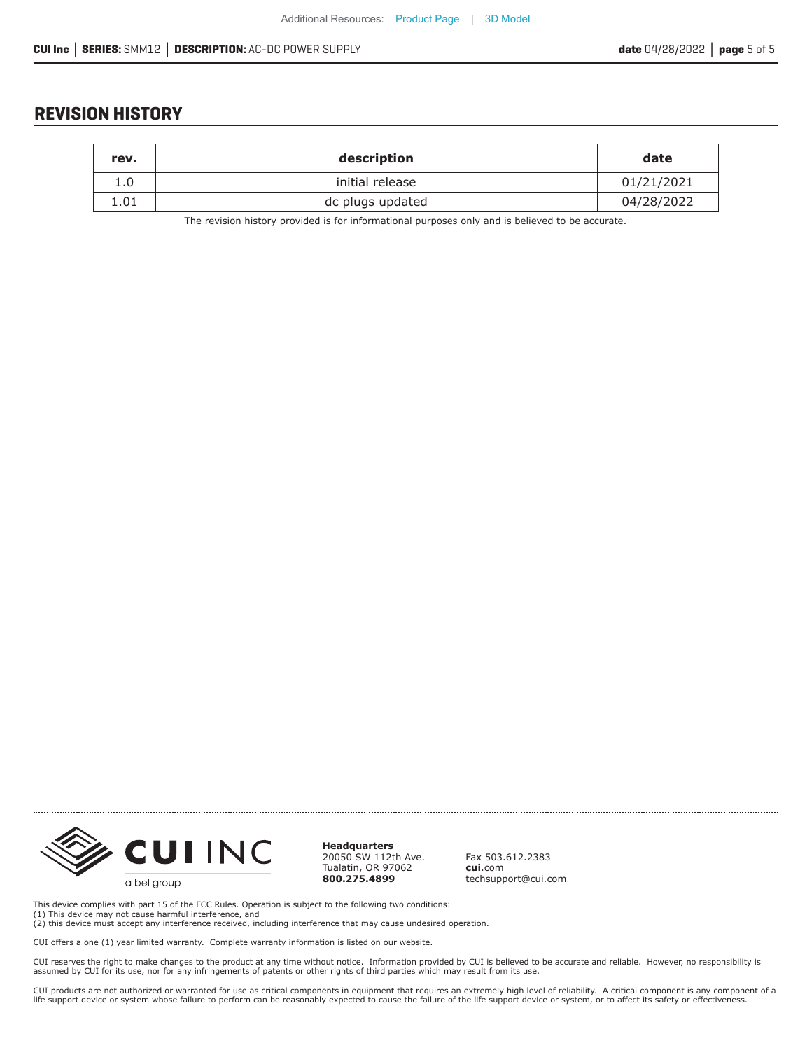## REVISION HISTORY

| rev. | description | date |
|---|---|---|
| 1.0 | initial release | 01/21/2021 |
| 1.01 | dc plugs updated | 04/28/2022 |

The revision history provided is for informational purposes only and is believed to be accurate.

CUI INC
a bel group

**Headquarters**
20050 SW 112th Ave.
Tualatin, OR 97062
**800.275.4899**

Fax 503.612.2383
**cui**.com
techsupport@cui.com

This device complies with part 15 of the FCC Rules. Operation is subject to the following two conditions:
(1) This device may not cause harmful interference, and
(2) this device must accept any interference received, including interference that may cause undesired operation.

CUI offers a one (1) year limited warranty. Complete warranty information is listed on our website.

CUI reserves the right to make changes to the product at any time without notice. Information provided by CUI is believed to be accurate and reliable. However, no responsibility is assumed by CUI for its use, nor for any infringements of patents or other rights of third parties which may result from its use.

CUI products are not authorized or warranted for use as critical components in equipment that requires an extremely high level of reliability. A critical component is any component of a life support device or system whose failure to perform can be reasonably expected to cause the failure of the life support device or system, or to affect its safety or effectiveness.